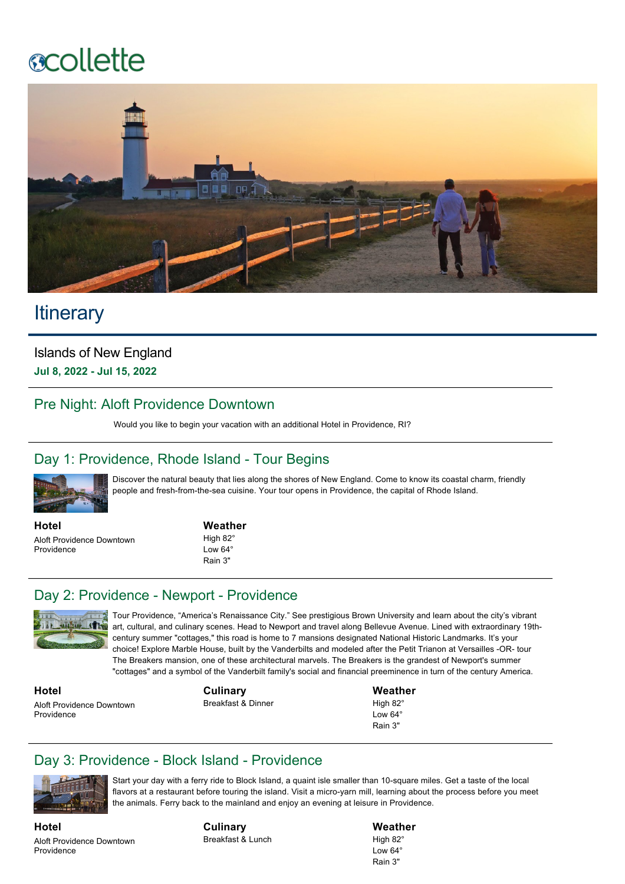collette

# Itinerary

## Islands of New England

**Jul 8, 2022 - Jul 15, 2022**

## Pre Night: Aloft Providence Downtown

Would you like to begin your vacation with an additional Hotel in Providence, RI?

## Day 1: Providence, Rhode Island - Tour Begins

Discover the natural beauty that lies along the shores of New England. Come to know its coastal charm, friendly people and fresh-from-the-sea cuisine. Your tour opens in Providence, the capital of Rhode Island.

**Hotel**
Aloft Providence Downtown
Providence

**Weather**
High 82°
Low 64°
Rain 3"

## Day 2: Providence - Newport - Providence

Tour Providence, "America's Renaissance City." See prestigious Brown University and learn about the city's vibrant art, cultural, and culinary scenes. Head to Newport and travel along Bellevue Avenue. Lined with extraordinary 19th-century summer "cottages," this road is home to 7 mansions designated National Historic Landmarks. It's your choice! Explore Marble House, built by the Vanderbilts and modeled after the Petit Trianon at Versailles -OR- tour The Breakers mansion, one of these architectural marvels. The Breakers is the grandest of Newport's summer "cottages" and a symbol of the Vanderbilt family's social and financial preeminence in turn of the century America.

**Hotel**
Aloft Providence Downtown
Providence

**Culinary**
Breakfast & Dinner

**Weather**
High 82°
Low 64°
Rain 3"

## Day 3: Providence - Block Island - Providence

Start your day with a ferry ride to Block Island, a quaint isle smaller than 10-square miles. Get a taste of the local flavors at a restaurant before touring the island. Visit a micro-yarn mill, learning about the process before you meet the animals. Ferry back to the mainland and enjoy an evening at leisure in Providence.

**Hotel**
Aloft Providence Downtown
Providence

**Culinary**
Breakfast & Lunch

**Weather**
High 82°
Low 64°
Rain 3"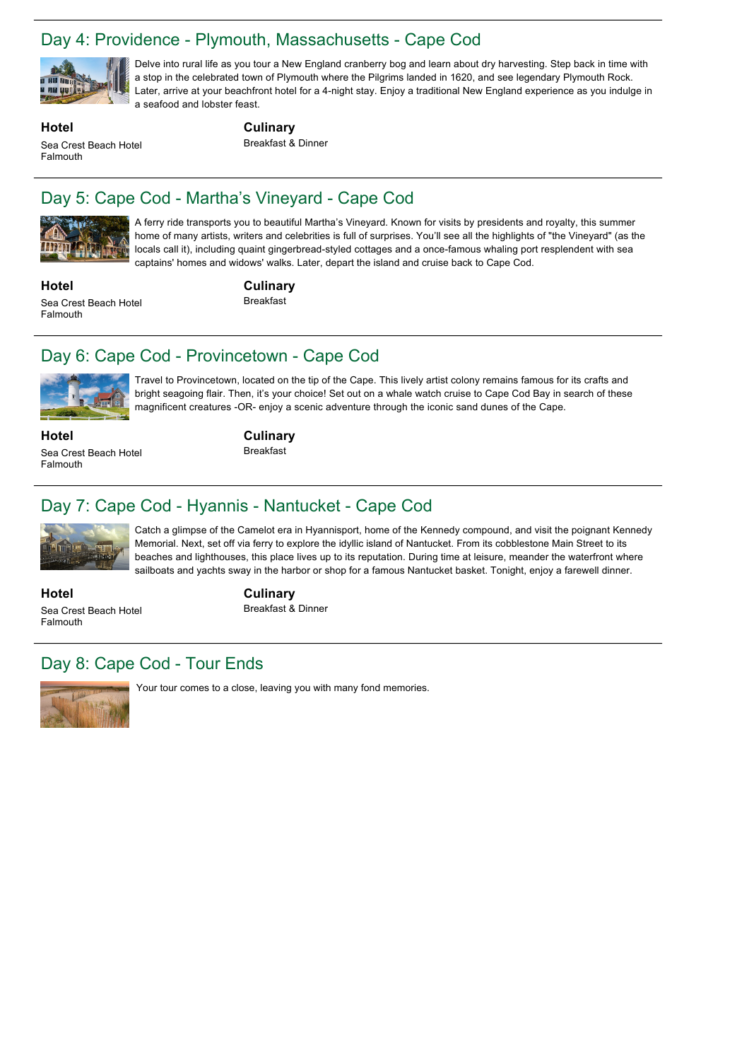## Day 4: Providence - Plymouth, Massachusetts - Cape Cod

Delve into rural life as you tour a New England cranberry bog and learn about dry harvesting. Step back in time with a stop in the celebrated town of Plymouth where the Pilgrims landed in 1620, and see legendary Plymouth Rock. Later, arrive at your beachfront hotel for a 4-night stay. Enjoy a traditional New England experience as you indulge in a seafood and lobster feast.

**Hotel**

Sea Crest Beach Hotel
Falmouth

**Culinary**

Breakfast & Dinner

## Day 5: Cape Cod - Martha's Vineyard - Cape Cod

A ferry ride transports you to beautiful Martha's Vineyard. Known for visits by presidents and royalty, this summer home of many artists, writers and celebrities is full of surprises. You'll see all the highlights of "the Vineyard" (as the locals call it), including quaint gingerbread-styled cottages and a once-famous whaling port resplendent with sea captains' homes and widows' walks. Later, depart the island and cruise back to Cape Cod.

**Hotel**

Sea Crest Beach Hotel
Falmouth

**Culinary**

Breakfast

## Day 6: Cape Cod - Provincetown - Cape Cod

Travel to Provincetown, located on the tip of the Cape. This lively artist colony remains famous for its crafts and bright seagoing flair. Then, it's your choice! Set out on a whale watch cruise to Cape Cod Bay in search of these magnificent creatures -OR- enjoy a scenic adventure through the iconic sand dunes of the Cape.

**Hotel**

Sea Crest Beach Hotel
Falmouth

**Culinary**

Breakfast

## Day 7: Cape Cod - Hyannis - Nantucket - Cape Cod

Catch a glimpse of the Camelot era in Hyannisport, home of the Kennedy compound, and visit the poignant Kennedy Memorial. Next, set off via ferry to explore the idyllic island of Nantucket. From its cobblestone Main Street to its beaches and lighthouses, this place lives up to its reputation. During time at leisure, meander the waterfront where sailboats and yachts sway in the harbor or shop for a famous Nantucket basket. Tonight, enjoy a farewell dinner.

**Hotel**

Sea Crest Beach Hotel
Falmouth

**Culinary**

Breakfast & Dinner

## Day 8: Cape Cod - Tour Ends

Your tour comes to a close, leaving you with many fond memories.